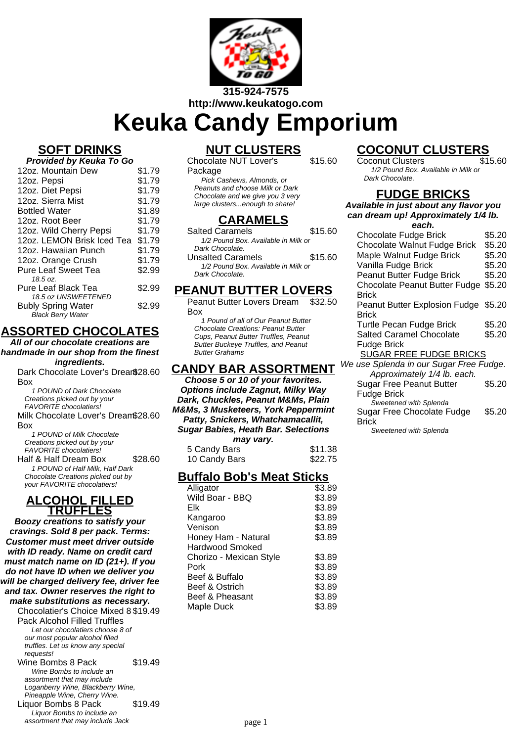315-924-7575
http://www.keukatogo.com

# Keuka Candy Emporium

## SOFT DRINKS

***Provided by Keuka To Go***

| Item | Price |
|---|---|
| 12oz. Mountain Dew | $1.79 |
| 12oz. Pepsi | $1.79 |
| 12oz. Diet Pepsi | $1.79 |
| 12oz. Sierra Mist | $1.79 |
| Bottled Water | $1.89 |
| 12oz. Root Beer | $1.79 |
| 12oz. Wild Cherry Pepsi | $1.79 |
| 12oz. LEMON Brisk Iced Tea | $1.79 |
| 12oz. Hawaiian Punch | $1.79 |
| 12oz. Orange Crush | $1.79 |
| Pure Leaf Sweet Tea *18.5 oz.* | $2.99 |
| Pure Leaf Black Tea *18.5 oz UNSWEETENED* | $2.99 |
| Bubly Spring Water *Black Berry Water* | $2.99 |

## ASSORTED CHOCOLATES

***All of our chocolate creations are handmade in our shop from the finest ingredients.***

Dark Chocolate Lover's Dream Box — $28.60
*1 POUND of Dark Chocolate Creations picked out by your FAVORITE chocolatiers!*

Milk Chocolate Lover's Dream Box — $28.60
*1 POUND of Milk Chocolate Creations picked out by your FAVORITE chocolatiers!*

Half & Half Dream Box — $28.60
*1 POUND of Half Milk, Half Dark Chocolate Creations picked out by your FAVORITE chocolatiers!*

## ALCOHOL FILLED TRUFFLES

***Boozy creations to satisfy your cravings. Sold 8 per pack. Terms: Customer must meet driver outside with ID ready. Name on credit card must match name on ID (21+). If you do not have ID when we deliver you will be charged delivery fee, driver fee and tax. Owner reserves the right to make substitutions as necessary.***

Chocolatier's Choice Mixed 8 Pack Alcohol Filled Truffles — $19.49
*Let our chocolatiers choose 8 of our most popular alcohol filled truffles. Let us know any special requests!*

Wine Bombs 8 Pack — $19.49
*Wine Bombs to include an assortment that may include Loganberry Wine, Blackberry Wine, Pineapple Wine, Cherry Wine.*

Liquor Bombs 8 Pack — $19.49
*Liquor Bombs to include an assortment that may include Jack*

## NUT CLUSTERS

Chocolate NUT Lover's Package — $15.60
*Pick Cashews, Almonds, or Peanuts and choose Milk or Dark Chocolate and we give you 3 very large clusters...enough to share!*

## CARAMELS

Salted Caramels — $15.60
*1/2 Pound Box. Available in Milk or Dark Chocolate.*

Unsalted Caramels — $15.60
*1/2 Pound Box. Available in Milk or Dark Chocolate.*

## PEANUT BUTTER LOVERS

Peanut Butter Lovers Dream Box — $32.50
*1 Pound of all of Our Peanut Butter Chocolate Creations: Peanut Butter Cups, Peanut Butter Truffles, Peanut Butter Buckeye Truffles, and Peanut Butter Grahams*

## CANDY BAR ASSORTMENT

***Choose 5 or 10 of your favorites. Options include Zagnut, Milky Way Dark, Chuckles, Peanut M&Ms, Plain M&Ms, 3 Musketeers, York Peppermint Patty, Snickers, Whatchamacallit, Sugar Babies, Heath Bar. Selections may vary.***

| Item | Price |
|---|---|
| 5 Candy Bars | $11.38 |
| 10 Candy Bars | $22.75 |

## Buffalo Bob's Meat Sticks

| Item | Price |
|---|---|
| Alligator | $3.89 |
| Wild Boar - BBQ | $3.89 |
| Elk | $3.89 |
| Kangaroo | $3.89 |
| Venison | $3.89 |
| Honey Ham - Natural Hardwood Smoked | $3.89 |
| Chorizo - Mexican Style | $3.89 |
| Pork | $3.89 |
| Beef & Buffalo | $3.89 |
| Beef & Ostrich | $3.89 |
| Beef & Pheasant | $3.89 |
| Maple Duck | $3.89 |

## COCONUT CLUSTERS

Coconut Clusters — $15.60
*1/2 Pound Box. Available in Milk or Dark Chocolate.*

## FUDGE BRICKS

***Available in just about any flavor you can dream up! Approximately 1/4 lb. each.***

| Item | Price |
|---|---|
| Chocolate Fudge Brick | $5.20 |
| Chocolate Walnut Fudge Brick | $5.20 |
| Maple Walnut Fudge Brick | $5.20 |
| Vanilla Fudge Brick | $5.20 |
| Peanut Butter Fudge Brick | $5.20 |
| Chocolate Peanut Butter Fudge Brick | $5.20 |
| Peanut Butter Explosion Fudge Brick | $5.20 |
| Turtle Pecan Fudge Brick | $5.20 |
| Salted Caramel Chocolate Fudge Brick | $5.20 |

### SUGAR FREE FUDGE BRICKS

*We use Splenda in our Sugar Free Fudge. Approximately 1/4 lb. each.*

| Item | Price |
|---|---|
| Sugar Free Peanut Butter Fudge Brick *Sweetened with Splenda* | $5.20 |
| Sugar Free Chocolate Fudge Brick *Sweetened with Splenda* | $5.20 |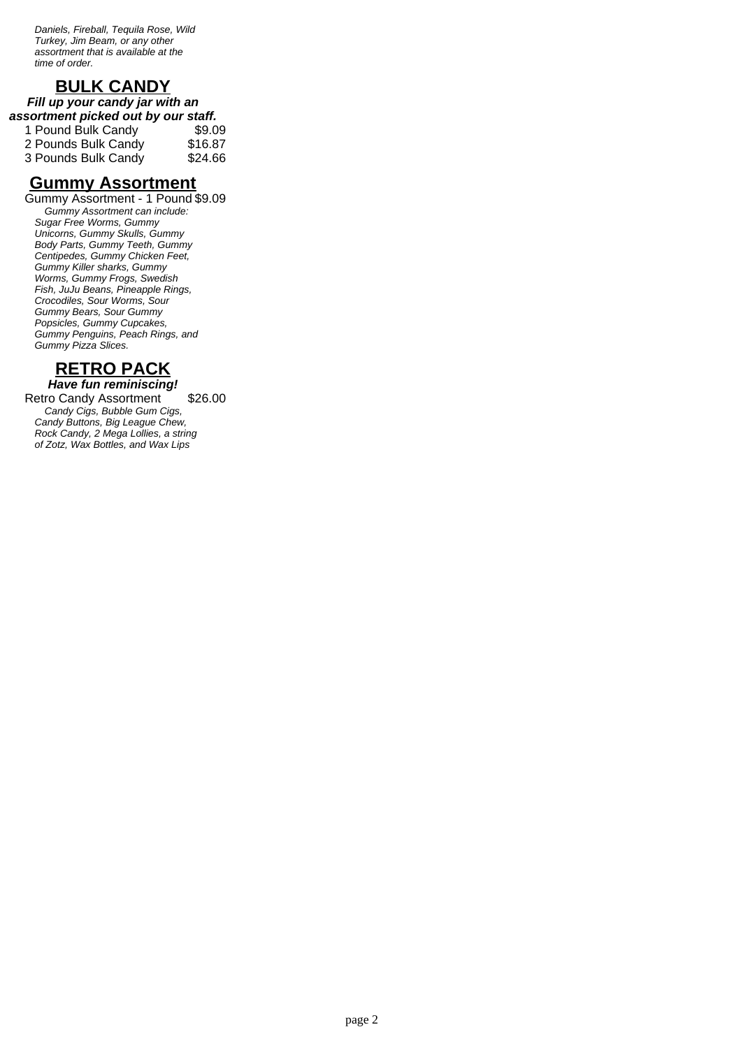*Daniels, Fireball, Tequila Rose, Wild Turkey, Jim Beam, or any other assortment that is available at the time of order.*

## BULK CANDY

***Fill up your candy jar with an assortment picked out by our staff.***

| | |
|---|---|
| 1 Pound Bulk Candy | $9.09 |
| 2 Pounds Bulk Candy | $16.87 |
| 3 Pounds Bulk Candy | $24.66 |

## Gummy Assortment

Gummy Assortment - 1 Pound $9.09

*Gummy Assortment can include: Sugar Free Worms, Gummy Unicorns, Gummy Skulls, Gummy Body Parts, Gummy Teeth, Gummy Centipedes, Gummy Chicken Feet, Gummy Killer sharks, Gummy Worms, Gummy Frogs, Swedish Fish, JuJu Beans, Pineapple Rings, Crocodiles, Sour Worms, Sour Gummy Bears, Sour Gummy Popsicles, Gummy Cupcakes, Gummy Penguins, Peach Rings, and Gummy Pizza Slices.*

## RETRO PACK

***Have fun reminiscing!***

Retro Candy Assortment $26.00

*Candy Cigs, Bubble Gum Cigs, Candy Buttons, Big League Chew, Rock Candy, 2 Mega Lollies, a string of Zotz, Wax Bottles, and Wax Lips*